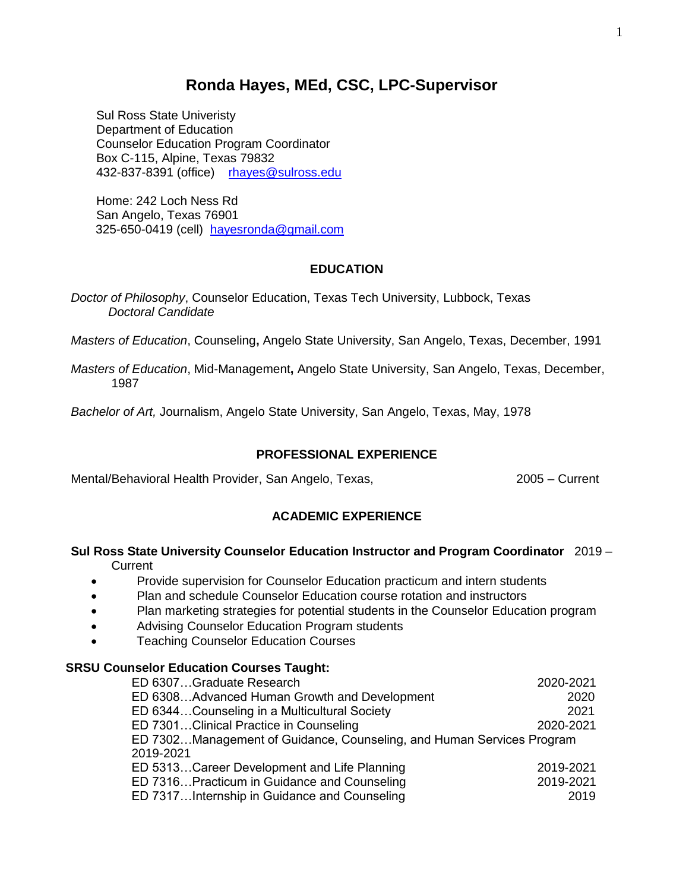# Ronda Hayes, MEd, CSC, LPC-Supervisor

Sul Ross State Univeristy
Department of Education
Counselor Education Program Coordinator
Box C-115, Alpine, Texas 79832
432-837-8391 (office) rhayes@sulross.edu

Home: 242 Loch Ness Rd
San Angelo, Texas 76901
325-650-0419 (cell) hayesronda@gmail.com

## EDUCATION

*Doctor of Philosophy*, Counselor Education, Texas Tech University, Lubbock, Texas
*Doctoral Candidate*

*Masters of Education*, Counseling**,** Angelo State University, San Angelo, Texas, December, 1991

*Masters of Education*, Mid-Management**,** Angelo State University, San Angelo, Texas, December, 1987

*Bachelor of Art,* Journalism, Angelo State University, San Angelo, Texas, May, 1978

## PROFESSIONAL EXPERIENCE

Mental/Behavioral Health Provider, San Angelo, Texas, 2005 – Current

## ACADEMIC EXPERIENCE

**Sul Ross State University Counselor Education Instructor and Program Coordinator** 2019 – Current

- Provide supervision for Counselor Education practicum and intern students
- Plan and schedule Counselor Education course rotation and instructors
- Plan marketing strategies for potential students in the Counselor Education program
- Advising Counselor Education Program students
- Teaching Counselor Education Courses

**SRSU Counselor Education Courses Taught:**

| Course | Years |
|---|---|
| ED 6307…Graduate Research | 2020-2021 |
| ED 6308…Advanced Human Growth and Development | 2020 |
| ED 6344…Counseling in a Multicultural Society | 2021 |
| ED 7301…Clinical Practice in Counseling | 2020-2021 |
| ED 7302…Management of Guidance, Counseling, and Human Services Program | 2019-2021 |
| ED 5313…Career Development and Life Planning | 2019-2021 |
| ED 7316…Practicum in Guidance and Counseling | 2019-2021 |
| ED 7317…Internship in Guidance and Counseling | 2019 |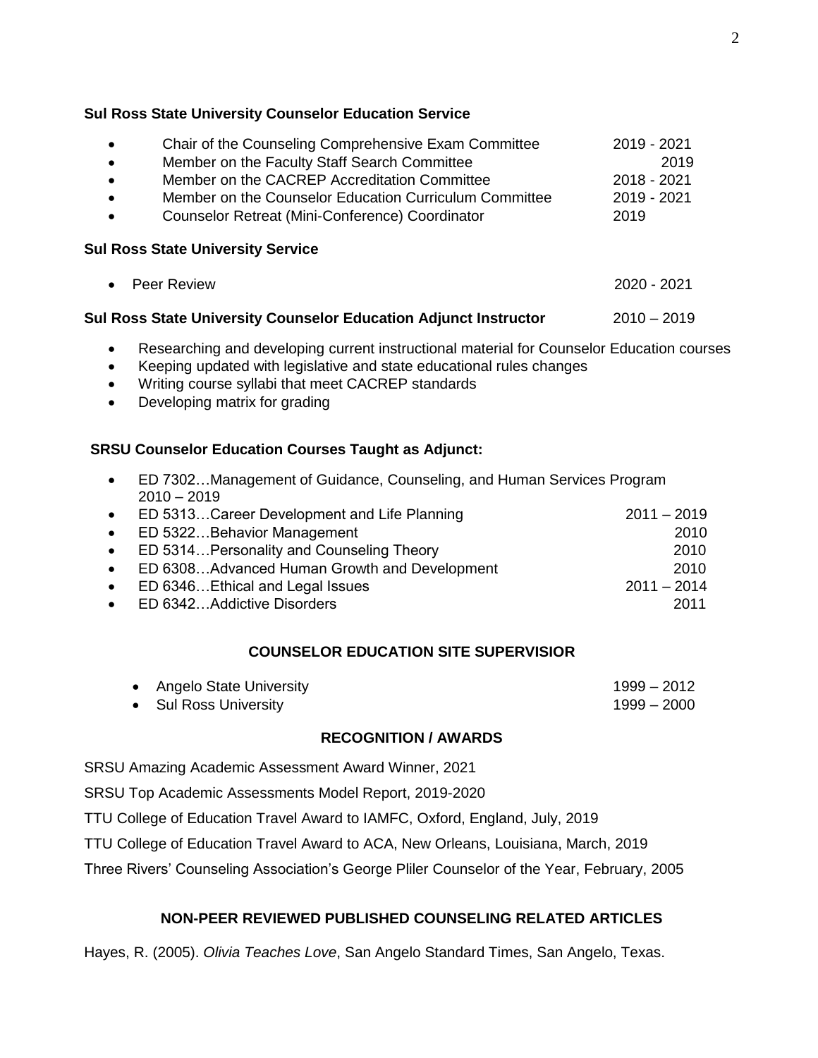**Sul Ross State University Counselor Education Service**

- Chair of the Counseling Comprehensive Exam Committee 2019 - 2021
- Member on the Faculty Staff Search Committee 2019
- Member on the CACREP Accreditation Committee 2018 - 2021
- Member on the Counselor Education Curriculum Committee 2019 - 2021
- Counselor Retreat (Mini-Conference) Coordinator 2019

**Sul Ross State University Service**

- Peer Review 2020 - 2021

**Sul Ross State University Counselor Education Adjunct Instructor** 2010 – 2019

- Researching and developing current instructional material for Counselor Education courses
- Keeping updated with legislative and state educational rules changes
- Writing course syllabi that meet CACREP standards
- Developing matrix for grading

**SRSU Counselor Education Courses Taught as Adjunct:**

- ED 7302…Management of Guidance, Counseling, and Human Services Program 2010 – 2019
- ED 5313…Career Development and Life Planning 2011 – 2019
- ED 5322…Behavior Management 2010
- ED 5314…Personality and Counseling Theory 2010
- ED 6308…Advanced Human Growth and Development 2010
- ED 6346…Ethical and Legal Issues 2011 – 2014
- ED 6342…Addictive Disorders 2011

## COUNSELOR EDUCATION SITE SUPERVISIOR

- Angelo State University 1999 – 2012
- Sul Ross University 1999 – 2000

## RECOGNITION / AWARDS

SRSU Amazing Academic Assessment Award Winner, 2021

SRSU Top Academic Assessments Model Report, 2019-2020

TTU College of Education Travel Award to IAMFC, Oxford, England, July, 2019

TTU College of Education Travel Award to ACA, New Orleans, Louisiana, March, 2019

Three Rivers' Counseling Association's George Pliler Counselor of the Year, February, 2005

## NON-PEER REVIEWED PUBLISHED COUNSELING RELATED ARTICLES

Hayes, R. (2005). *Olivia Teaches Love*, San Angelo Standard Times, San Angelo, Texas.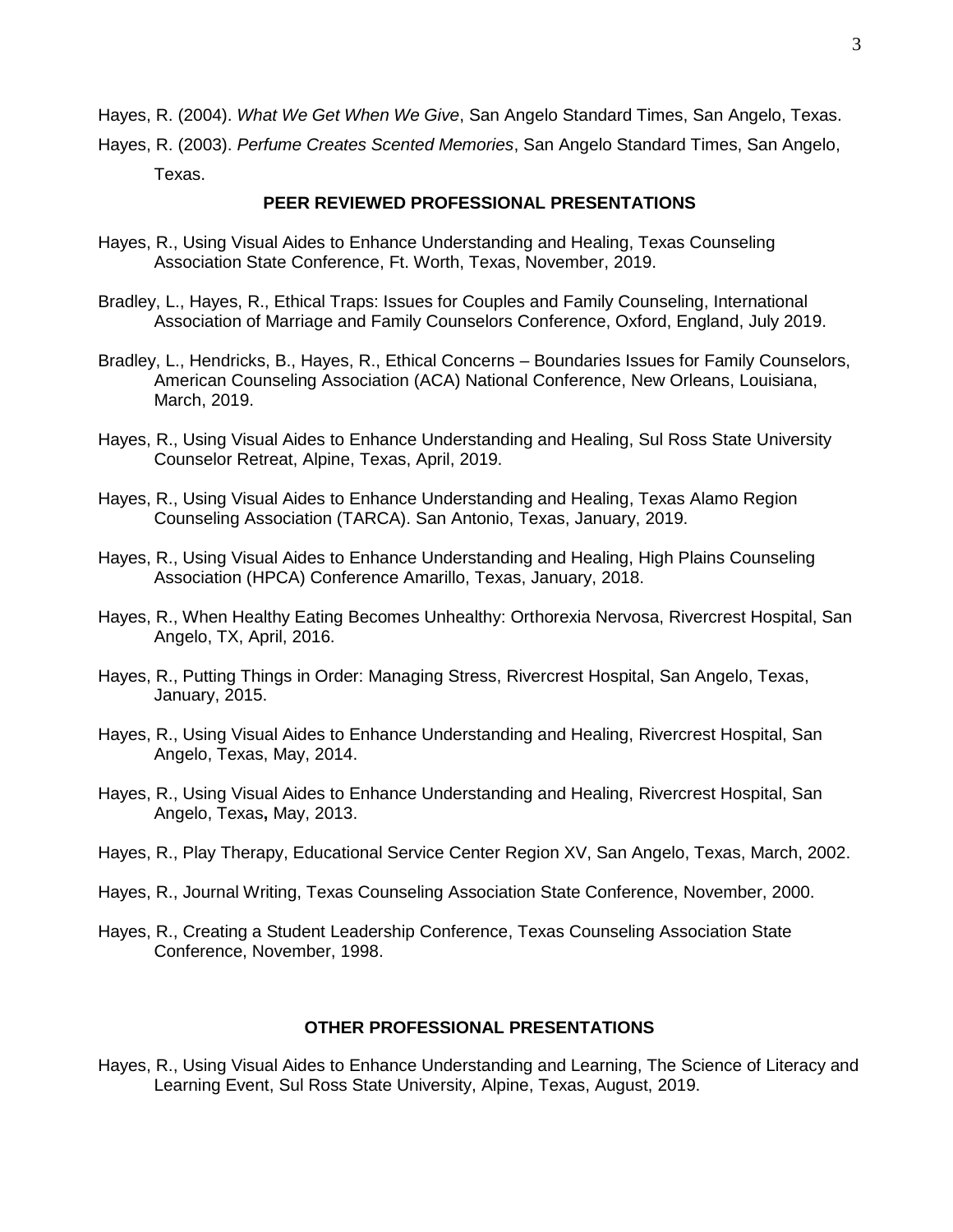Hayes, R. (2004). *What We Get When We Give*, San Angelo Standard Times, San Angelo, Texas.

Hayes, R. (2003). *Perfume Creates Scented Memories*, San Angelo Standard Times, San Angelo, Texas.

## PEER REVIEWED PROFESSIONAL PRESENTATIONS

Hayes, R., Using Visual Aides to Enhance Understanding and Healing, Texas Counseling Association State Conference, Ft. Worth, Texas, November, 2019.

Bradley, L., Hayes, R., Ethical Traps: Issues for Couples and Family Counseling, International Association of Marriage and Family Counselors Conference, Oxford, England, July 2019.

Bradley, L., Hendricks, B., Hayes, R., Ethical Concerns – Boundaries Issues for Family Counselors, American Counseling Association (ACA) National Conference, New Orleans, Louisiana, March, 2019.

Hayes, R., Using Visual Aides to Enhance Understanding and Healing, Sul Ross State University Counselor Retreat, Alpine, Texas, April, 2019.

Hayes, R., Using Visual Aides to Enhance Understanding and Healing, Texas Alamo Region Counseling Association (TARCA). San Antonio, Texas, January, 2019.

Hayes, R., Using Visual Aides to Enhance Understanding and Healing, High Plains Counseling Association (HPCA) Conference Amarillo, Texas, January, 2018.

Hayes, R., When Healthy Eating Becomes Unhealthy: Orthorexia Nervosa, Rivercrest Hospital, San Angelo, TX, April, 2016.

Hayes, R., Putting Things in Order: Managing Stress, Rivercrest Hospital, San Angelo, Texas, January, 2015.

Hayes, R., Using Visual Aides to Enhance Understanding and Healing, Rivercrest Hospital, San Angelo, Texas, May, 2014.

Hayes, R., Using Visual Aides to Enhance Understanding and Healing, Rivercrest Hospital, San Angelo, Texas**,** May, 2013.

Hayes, R., Play Therapy, Educational Service Center Region XV, San Angelo, Texas, March, 2002.

Hayes, R., Journal Writing, Texas Counseling Association State Conference, November, 2000.

Hayes, R., Creating a Student Leadership Conference, Texas Counseling Association State Conference, November, 1998.

## OTHER PROFESSIONAL PRESENTATIONS

Hayes, R., Using Visual Aides to Enhance Understanding and Learning, The Science of Literacy and Learning Event, Sul Ross State University, Alpine, Texas, August, 2019.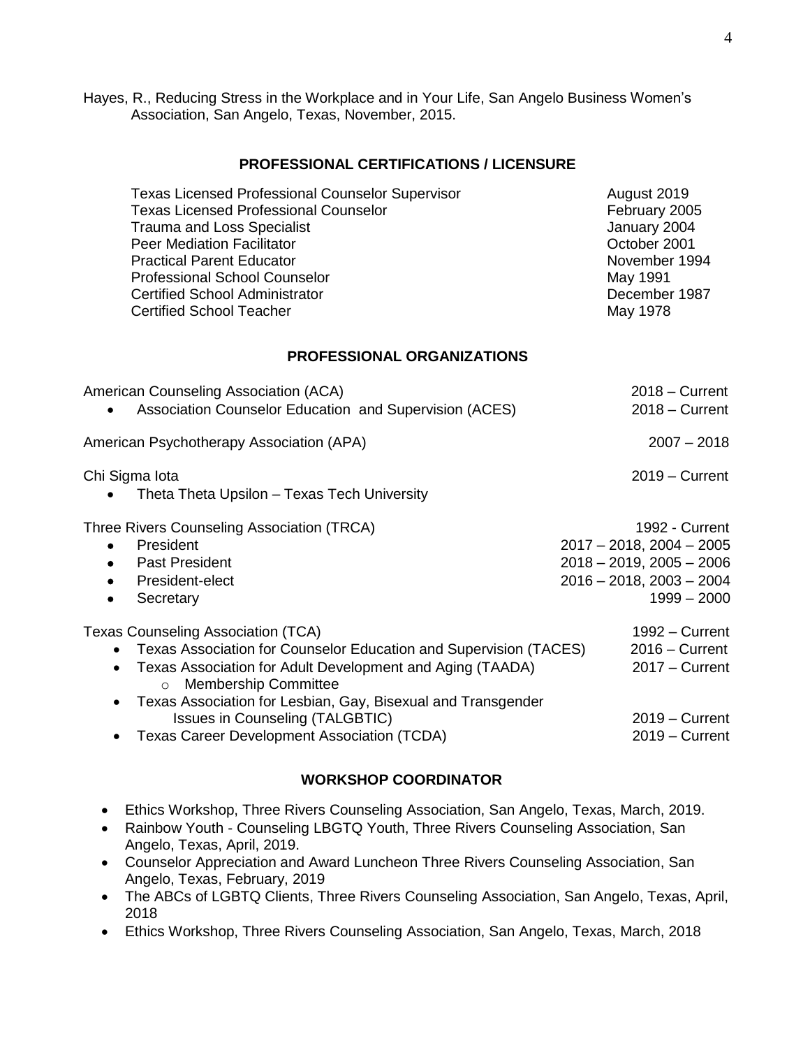Hayes, R., Reducing Stress in the Workplace and in Your Life, San Angelo Business Women's Association, San Angelo, Texas, November, 2015.

## PROFESSIONAL CERTIFICATIONS / LICENSURE

| | |
|---|---|
| Texas Licensed Professional Counselor Supervisor | August 2019 |
| Texas Licensed Professional Counselor | February 2005 |
| Trauma and Loss Specialist | January 2004 |
| Peer Mediation Facilitator | October 2001 |
| Practical Parent Educator | November 1994 |
| Professional School Counselor | May 1991 |
| Certified School Administrator | December 1987 |
| Certified School Teacher | May 1978 |

## PROFESSIONAL ORGANIZATIONS

American Counseling Association (ACA) — 2018 – Current

- Association Counselor Education and Supervision (ACES) — 2018 – Current

American Psychotherapy Association (APA) — 2007 – 2018

Chi Sigma Iota — 2019 – Current

- Theta Theta Upsilon – Texas Tech University

Three Rivers Counseling Association (TRCA) — 1992 - Current

- President — 2017 – 2018, 2004 – 2005
- Past President — 2018 – 2019, 2005 – 2006
- President-elect — 2016 – 2018, 2003 – 2004
- Secretary — 1999 – 2000

Texas Counseling Association (TCA) — 1992 – Current

- Texas Association for Counselor Education and Supervision (TACES) — 2016 – Current
- Texas Association for Adult Development and Aging (TAADA) — 2017 – Current
  - Membership Committee
- Texas Association for Lesbian, Gay, Bisexual and Transgender Issues in Counseling (TALGBTIC) — 2019 – Current
- Texas Career Development Association (TCDA) — 2019 – Current

## WORKSHOP COORDINATOR

- Ethics Workshop, Three Rivers Counseling Association, San Angelo, Texas, March, 2019.
- Rainbow Youth - Counseling LBGTQ Youth, Three Rivers Counseling Association, San Angelo, Texas, April, 2019.
- Counselor Appreciation and Award Luncheon Three Rivers Counseling Association, San Angelo, Texas, February, 2019
- The ABCs of LGBTQ Clients, Three Rivers Counseling Association, San Angelo, Texas, April, 2018
- Ethics Workshop, Three Rivers Counseling Association, San Angelo, Texas, March, 2018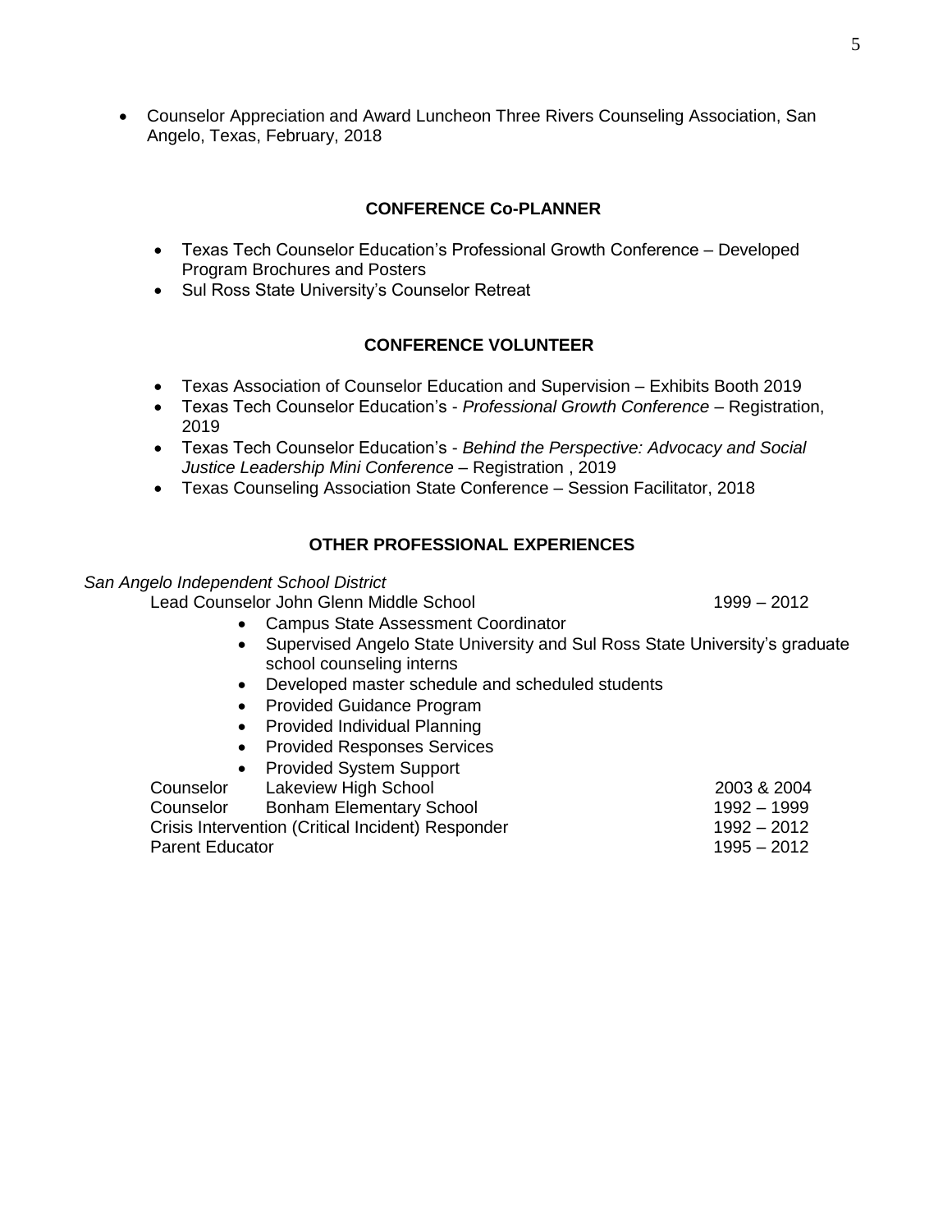- Counselor Appreciation and Award Luncheon Three Rivers Counseling Association, San Angelo, Texas, February, 2018

## CONFERENCE Co-PLANNER

- Texas Tech Counselor Education's Professional Growth Conference – Developed Program Brochures and Posters
- Sul Ross State University's Counselor Retreat

## CONFERENCE VOLUNTEER

- Texas Association of Counselor Education and Supervision – Exhibits Booth 2019
- Texas Tech Counselor Education's - *Professional Growth Conference* – Registration, 2019
- Texas Tech Counselor Education's - *Behind the Perspective: Advocacy and Social Justice Leadership Mini Conference* – Registration , 2019
- Texas Counseling Association State Conference – Session Facilitator, 2018

## OTHER PROFESSIONAL EXPERIENCES

*San Angelo Independent School District*

Lead Counselor John Glenn Middle School — 1999 – 2012

- Campus State Assessment Coordinator
- Supervised Angelo State University and Sul Ross State University's graduate school counseling interns
- Developed master schedule and scheduled students
- Provided Guidance Program
- Provided Individual Planning
- Provided Responses Services
- Provided System Support

Counselor Lakeview High School — 2003 & 2004

Counselor Bonham Elementary School — 1992 – 1999

Crisis Intervention (Critical Incident) Responder — 1992 – 2012

Parent Educator — 1995 – 2012